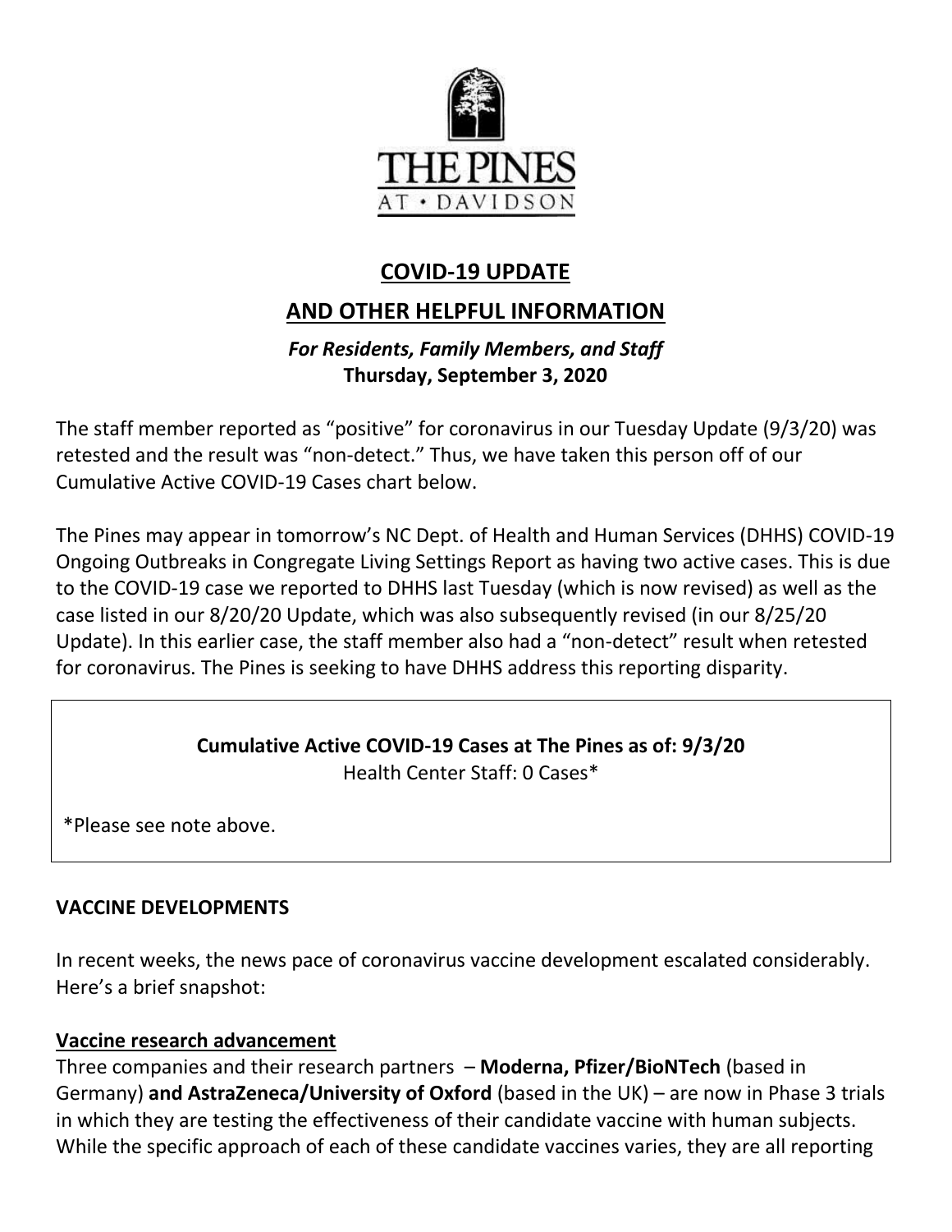# COVID-19 UPDATE

## AND OTHER HELPFUL INFORMATION

***For Residents, Family Members, and Staff***
**Thursday, September 3, 2020**

The staff member reported as "positive" for coronavirus in our Tuesday Update (9/3/20) was retested and the result was "non-detect." Thus, we have taken this person off of our Cumulative Active COVID-19 Cases chart below.

The Pines may appear in tomorrow's NC Dept. of Health and Human Services (DHHS) COVID-19 Ongoing Outbreaks in Congregate Living Settings Report as having two active cases. This is due to the COVID-19 case we reported to DHHS last Tuesday (which is now revised) as well as the case listed in our 8/20/20 Update, which was also subsequently revised (in our 8/25/20 Update). In this earlier case, the staff member also had a "non-detect" result when retested for coronavirus. The Pines is seeking to have DHHS address this reporting disparity.

**Cumulative Active COVID-19 Cases at The Pines as of: 9/3/20**
Health Center Staff: 0 Cases*

*Please see note above.

**VACCINE DEVELOPMENTS**

In recent weeks, the news pace of coronavirus vaccine development escalated considerably. Here's a brief snapshot:

**Vaccine research advancement**

Three companies and their research partners – **Moderna, Pfizer/BioNTech** (based in Germany) **and AstraZeneca/University of Oxford** (based in the UK) – are now in Phase 3 trials in which they are testing the effectiveness of their candidate vaccine with human subjects. While the specific approach of each of these candidate vaccines varies, they are all reporting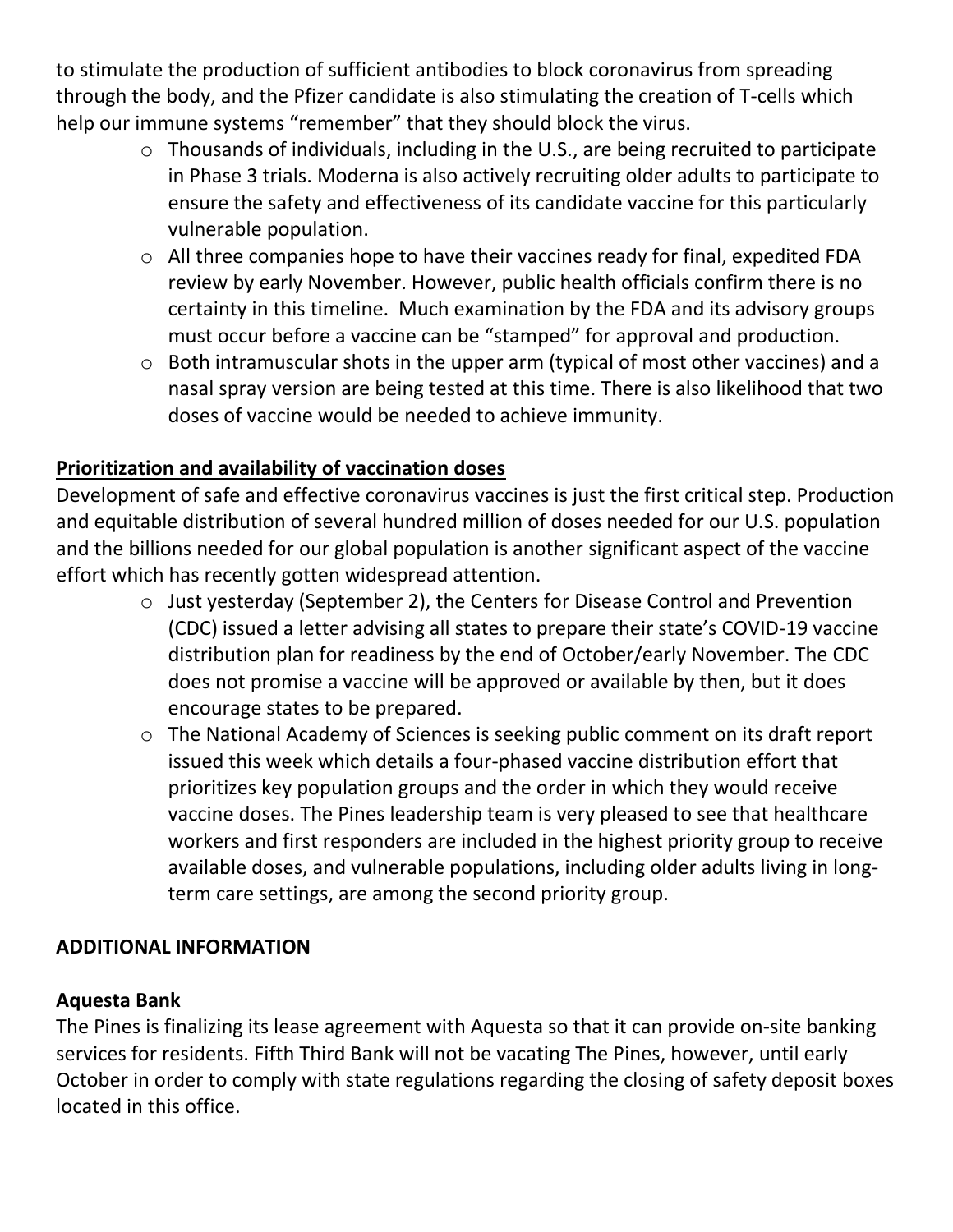to stimulate the production of sufficient antibodies to block coronavirus from spreading through the body, and the Pfizer candidate is also stimulating the creation of T-cells which help our immune systems "remember" that they should block the virus.

- Thousands of individuals, including in the U.S., are being recruited to participate in Phase 3 trials. Moderna is also actively recruiting older adults to participate to ensure the safety and effectiveness of its candidate vaccine for this particularly vulnerable population.
- All three companies hope to have their vaccines ready for final, expedited FDA review by early November. However, public health officials confirm there is no certainty in this timeline. Much examination by the FDA and its advisory groups must occur before a vaccine can be "stamped" for approval and production.
- Both intramuscular shots in the upper arm (typical of most other vaccines) and a nasal spray version are being tested at this time. There is also likelihood that two doses of vaccine would be needed to achieve immunity.

**Prioritization and availability of vaccination doses**

Development of safe and effective coronavirus vaccines is just the first critical step. Production and equitable distribution of several hundred million of doses needed for our U.S. population and the billions needed for our global population is another significant aspect of the vaccine effort which has recently gotten widespread attention.

- Just yesterday (September 2), the Centers for Disease Control and Prevention (CDC) issued a letter advising all states to prepare their state's COVID-19 vaccine distribution plan for readiness by the end of October/early November. The CDC does not promise a vaccine will be approved or available by then, but it does encourage states to be prepared.
- The National Academy of Sciences is seeking public comment on its draft report issued this week which details a four-phased vaccine distribution effort that prioritizes key population groups and the order in which they would receive vaccine doses. The Pines leadership team is very pleased to see that healthcare workers and first responders are included in the highest priority group to receive available doses, and vulnerable populations, including older adults living in long-term care settings, are among the second priority group.

## ADDITIONAL INFORMATION

### Aquesta Bank

The Pines is finalizing its lease agreement with Aquesta so that it can provide on-site banking services for residents. Fifth Third Bank will not be vacating The Pines, however, until early October in order to comply with state regulations regarding the closing of safety deposit boxes located in this office.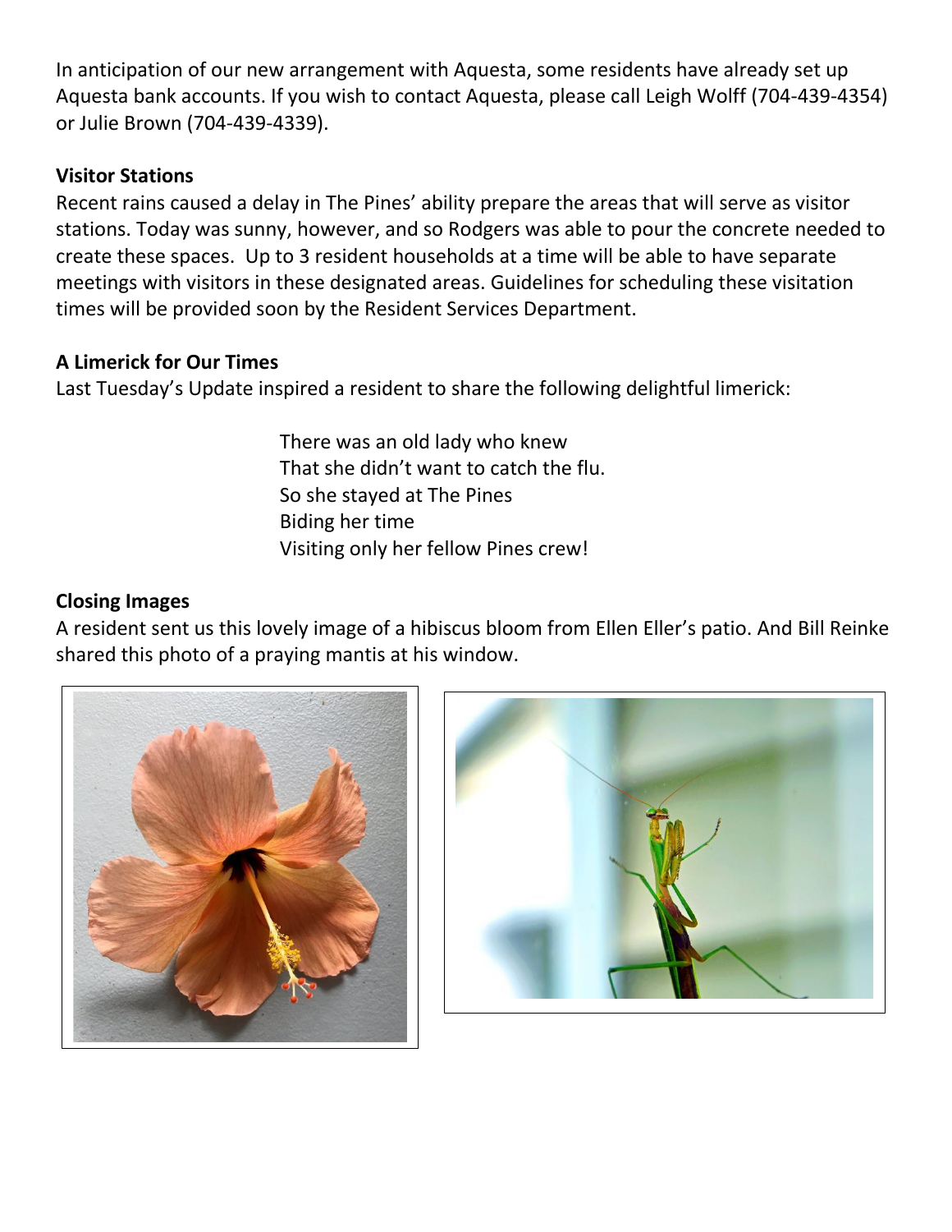In anticipation of our new arrangement with Aquesta, some residents have already set up Aquesta bank accounts. If you wish to contact Aquesta, please call Leigh Wolff (704-439-4354) or Julie Brown (704-439-4339).

**Visitor Stations**

Recent rains caused a delay in The Pines' ability prepare the areas that will serve as visitor stations. Today was sunny, however, and so Rodgers was able to pour the concrete needed to create these spaces. Up to 3 resident households at a time will be able to have separate meetings with visitors in these designated areas. Guidelines for scheduling these visitation times will be provided soon by the Resident Services Department.

**A Limerick for Our Times**

Last Tuesday's Update inspired a resident to share the following delightful limerick:

> There was an old lady who knew
> That she didn't want to catch the flu.
> So she stayed at The Pines
> Biding her time
> Visiting only her fellow Pines crew!

**Closing Images**

A resident sent us this lovely image of a hibiscus bloom from Ellen Eller's patio. And Bill Reinke shared this photo of a praying mantis at his window.